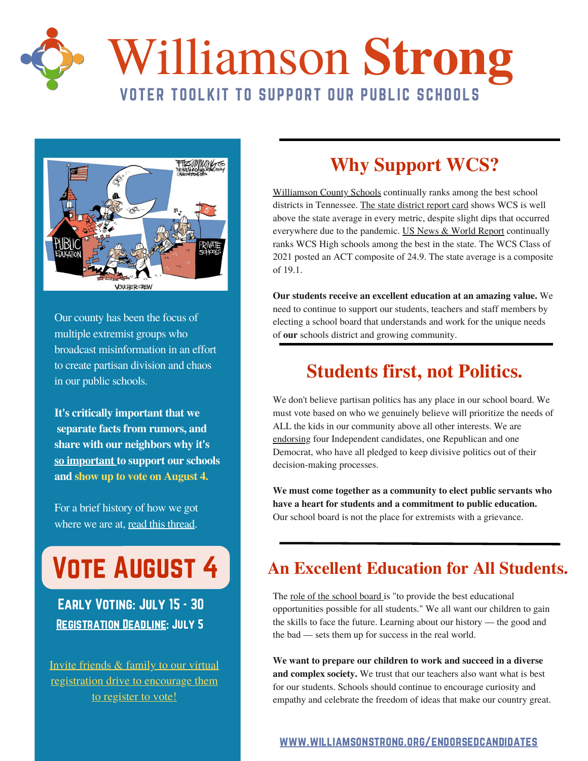# Williamson Strong

## VOTER TOOLKIT TO SUPPORT OUR PUBLIC SCHOOLS

Our county has been the focus of multiple extremist groups who broadcast misinformation in an effort to create partisan division and chaos in our public schools.

**It's critically important that we separate facts from rumors, and share with our neighbors why it's so important to support our schools and show up to vote on August 4.**

For a brief history of how we got where we are at, read this thread.

## VOTE AUGUST 4

**EARLY VOTING: JULY 15 - 30**

**REGISTRATION DEADLINE: JULY 5**

Invite friends & family to our virtual registration drive to encourage them to register to vote!

## Why Support WCS?

Williamson County Schools continually ranks among the best school districts in Tennessee. The state district report card shows WCS is well above the state average in every metric, despite slight dips that occurred everywhere due to the pandemic. US News & World Report continually ranks WCS High schools among the best in the state. The WCS Class of 2021 posted an ACT composite of 24.9. The state average is a composite of 19.1.

**Our students receive an excellent education at an amazing value.** We need to continue to support our students, teachers and staff members by electing a school board that understands and work for the unique needs of **our** schools district and growing community.

## Students first, not Politics.

We don't believe partisan politics has any place in our school board. We must vote based on who we genuinely believe will prioritize the needs of ALL the kids in our community above all other interests. We are endorsing four Independent candidates, one Republican and one Democrat, who have all pledged to keep divisive politics out of their decision-making processes.

**We must come together as a community to elect public servants who have a heart for students and a commitment to public education.** Our school board is not the place for extremists with a grievance.

## An Excellent Education for All Students.

The role of the school board is "to provide the best educational opportunities possible for all students." We all want our children to gain the skills to face the future. Learning about our history — the good and the bad — sets them up for success in the real world.

**We want to prepare our children to work and succeed in a diverse and complex society.** We trust that our teachers also want what is best for our students. Schools should continue to encourage curiosity and empathy and celebrate the freedom of ideas that make our country great.

WWW.WILLIAMSONSTRONG.ORG/ENDORSEDCANDIDATES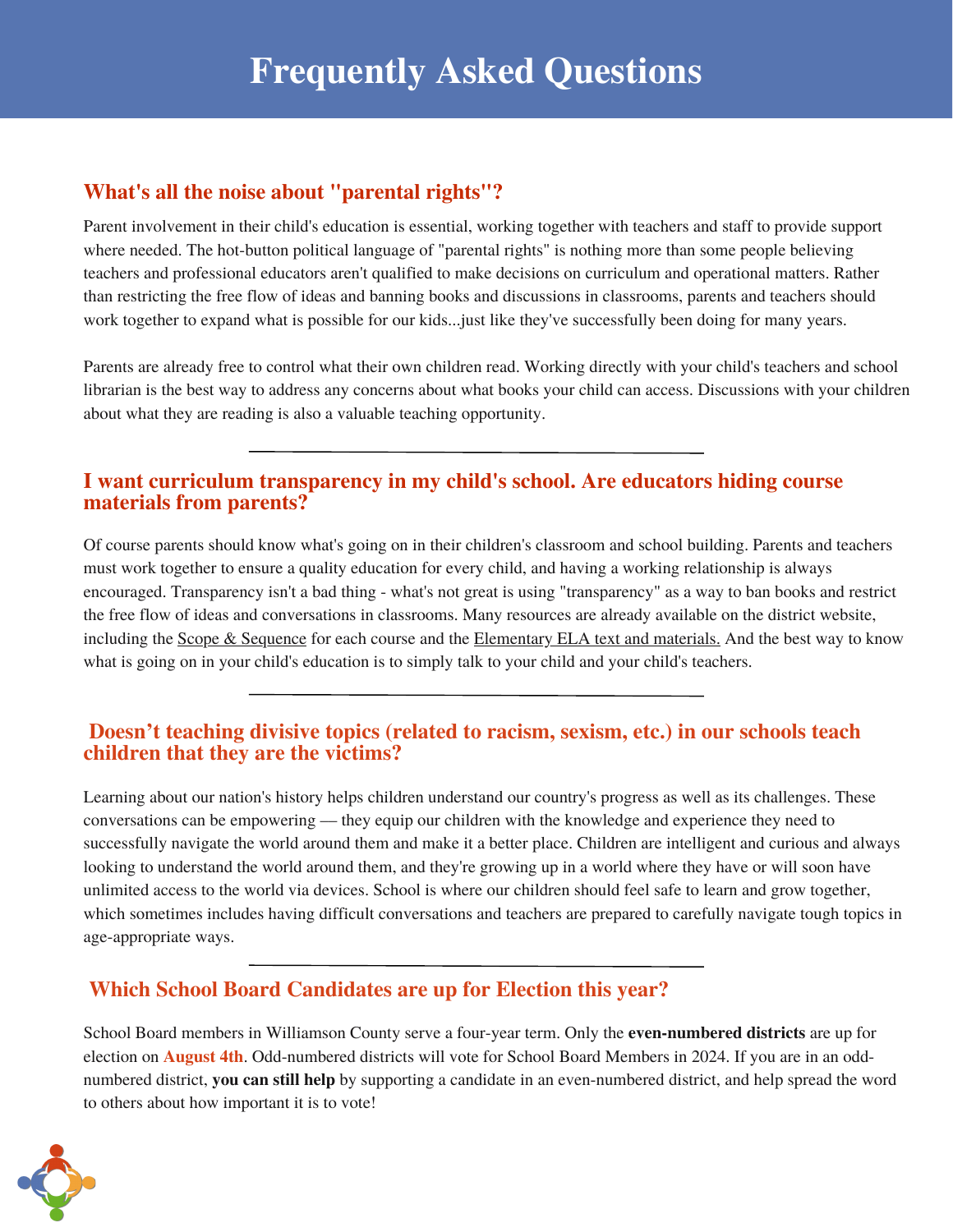# Frequently Asked Questions

## What's all the noise about "parental rights"?

Parent involvement in their child's education is essential, working together with teachers and staff to provide support where needed. The hot-button political language of "parental rights" is nothing more than some people believing teachers and professional educators aren't qualified to make decisions on curriculum and operational matters. Rather than restricting the free flow of ideas and banning books and discussions in classrooms, parents and teachers should work together to expand what is possible for our kids...just like they've successfully been doing for many years.

Parents are already free to control what their own children read. Working directly with your child's teachers and school librarian is the best way to address any concerns about what books your child can access. Discussions with your children about what they are reading is also a valuable teaching opportunity.

---

## I want curriculum transparency in my child's school. Are educators hiding course materials from parents?

Of course parents should know what's going on in their children's classroom and school building. Parents and teachers must work together to ensure a quality education for every child, and having a working relationship is always encouraged. Transparency isn't a bad thing - what's not great is using "transparency" as a way to ban books and restrict the free flow of ideas and conversations in classrooms. Many resources are already available on the district website, including the Scope & Sequence for each course and the Elementary ELA text and materials. And the best way to know what is going on in your child's education is to simply talk to your child and your child's teachers.

---

## Doesn't teaching divisive topics (related to racism, sexism, etc.) in our schools teach children that they are the victims?

Learning about our nation's history helps children understand our country's progress as well as its challenges. These conversations can be empowering — they equip our children with the knowledge and experience they need to successfully navigate the world around them and make it a better place. Children are intelligent and curious and always looking to understand the world around them, and they're growing up in a world where they have or will soon have unlimited access to the world via devices. School is where our children should feel safe to learn and grow together, which sometimes includes having difficult conversations and teachers are prepared to carefully navigate tough topics in age-appropriate ways.

---

## Which School Board Candidates are up for Election this year?

School Board members in Williamson County serve a four-year term. Only the **even-numbered districts** are up for election on **August 4th**. Odd-numbered districts will vote for School Board Members in 2024. If you are in an odd-numbered district, **you can still help** by supporting a candidate in an even-numbered district, and help spread the word to others about how important it is to vote!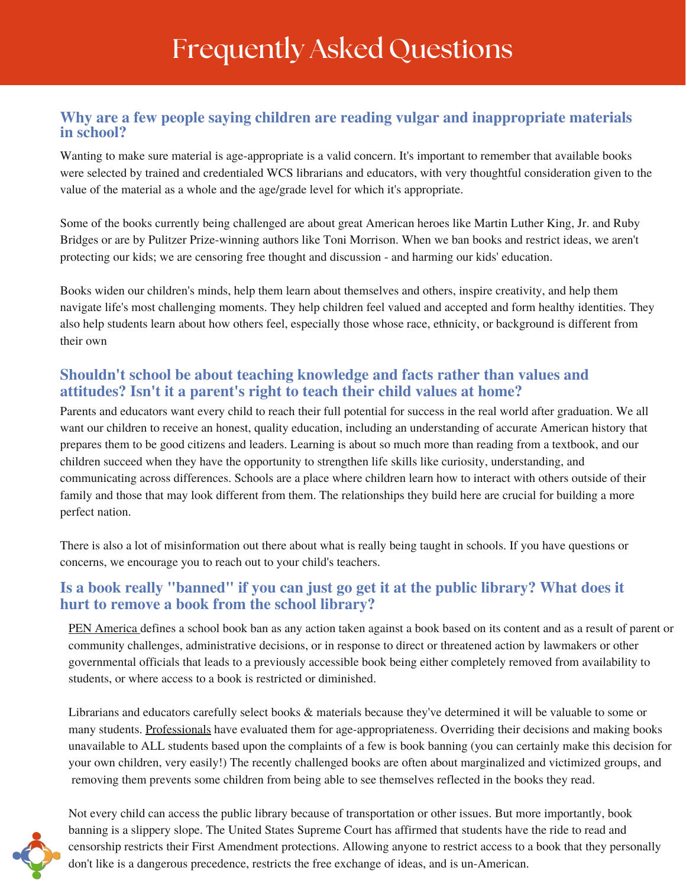# Frequently Asked Questions

### Why are a few people saying children are reading vulgar and inappropriate materials in school?

Wanting to make sure material is age-appropriate is a valid concern. It's important to remember that available books were selected by trained and credentialed WCS librarians and educators, with very thoughtful consideration given to the value of the material as a whole and the age/grade level for which it's appropriate.

Some of the books currently being challenged are about great American heroes like Martin Luther King, Jr. and Ruby Bridges or are by Pulitzer Prize-winning authors like Toni Morrison. When we ban books and restrict ideas, we aren't protecting our kids; we are censoring free thought and discussion - and harming our kids' education.

Books widen our children's minds, help them learn about themselves and others, inspire creativity, and help them navigate life's most challenging moments. They help children feel valued and accepted and form healthy identities. They also help students learn about how others feel, especially those whose race, ethnicity, or background is different from their own

### Shouldn't school be about teaching knowledge and facts rather than values and attitudes? Isn't it a parent's right to teach their child values at home?

Parents and educators want every child to reach their full potential for success in the real world after graduation. We all want our children to receive an honest, quality education, including an understanding of accurate American history that prepares them to be good citizens and leaders. Learning is about so much more than reading from a textbook, and our children succeed when they have the opportunity to strengthen life skills like curiosity, understanding, and communicating across differences. Schools are a place where children learn how to interact with others outside of their family and those that may look different from them. The relationships they build here are crucial for building a more perfect nation.

There is also a lot of misinformation out there about what is really being taught in schools. If you have questions or concerns, we encourage you to reach out to your child's teachers.

### Is a book really "banned" if you can just go get it at the public library? What does it hurt to remove a book from the school library?

PEN America defines a school book ban as any action taken against a book based on its content and as a result of parent or community challenges, administrative decisions, or in response to direct or threatened action by lawmakers or other governmental officials that leads to a previously accessible book being either completely removed from availability to students, or where access to a book is restricted or diminished.

Librarians and educators carefully select books & materials because they've determined it will be valuable to some or many students. Professionals have evaluated them for age-appropriateness. Overriding their decisions and making books unavailable to ALL students based upon the complaints of a few is book banning (you can certainly make this decision for your own children, very easily!) The recently challenged books are often about marginalized and victimized groups, and removing them prevents some children from being able to see themselves reflected in the books they read.

Not every child can access the public library because of transportation or other issues. But more importantly, book banning is a slippery slope. The United States Supreme Court has affirmed that students have the ride to read and censorship restricts their First Amendment protections. Allowing anyone to restrict access to a book that they personally don't like is a dangerous precedence, restricts the free exchange of ideas, and is un-American.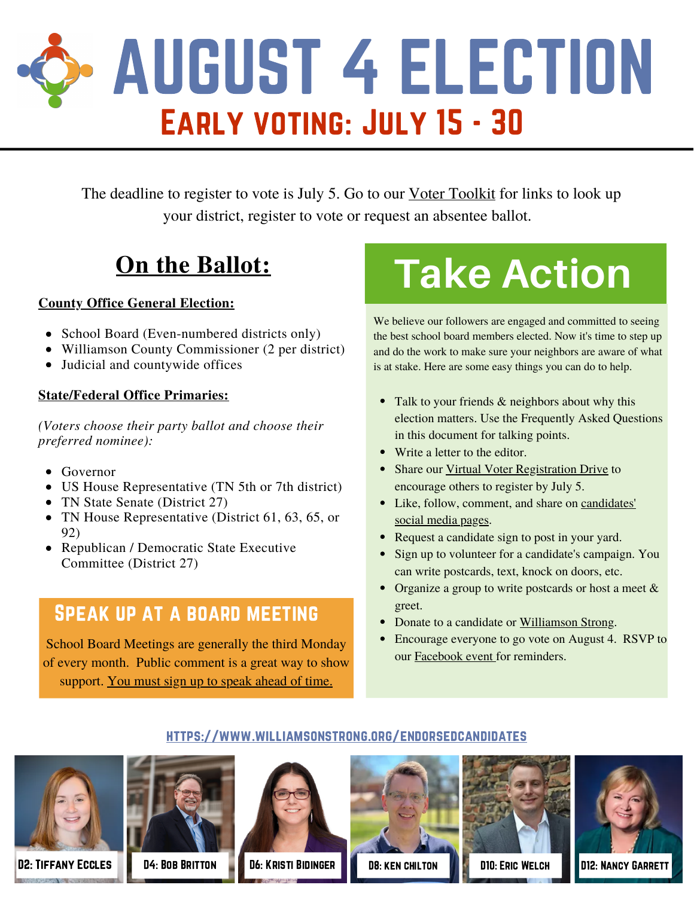# AUGUST 4 ELECTION

## Early voting: July 15 - 30

The deadline to register to vote is July 5. Go to our Voter Toolkit for links to look up your district, register to vote or request an absentee ballot.

## On the Ballot:

**County Office General Election:**

- School Board (Even-numbered districts only)
- Williamson County Commissioner (2 per district)
- Judicial and countywide offices

**State/Federal Office Primaries:**

*(Voters choose their party ballot and choose their preferred nominee):*

- Governor
- US House Representative (TN 5th or 7th district)
- TN State Senate (District 27)
- TN House Representative (District 61, 63, 65, or 92)
- Republican / Democratic State Executive Committee (District 27)

### Speak up at a board meeting

School Board Meetings are generally the third Monday of every month. Public comment is a great way to show support. You must sign up to speak ahead of time.

## Take Action

We believe our followers are engaged and committed to seeing the best school board members elected. Now it's time to step up and do the work to make sure your neighbors are aware of what is at stake. Here are some easy things you can do to help.

- Talk to your friends & neighbors about why this election matters. Use the Frequently Asked Questions in this document for talking points.
- Write a letter to the editor.
- Share our Virtual Voter Registration Drive to encourage others to register by July 5.
- Like, follow, comment, and share on candidates' social media pages.
- Request a candidate sign to post in your yard.
- Sign up to volunteer for a candidate's campaign. You can write postcards, text, knock on doors, etc.
- Organize a group to write postcards or host a meet & greet.
- Donate to a candidate or Williamson Strong.
- Encourage everyone to go vote on August 4. RSVP to our Facebook event for reminders.

HTTPS://WWW.WILLIAMSONSTRONG.ORG/ENDORSEDCANDIDATES

D2: Tiffany Eccles

D4: Bob Britton

D6: Kristi Bidinger

D8: Ken Chilton

D10: Eric Welch

D12: Nancy Garrett